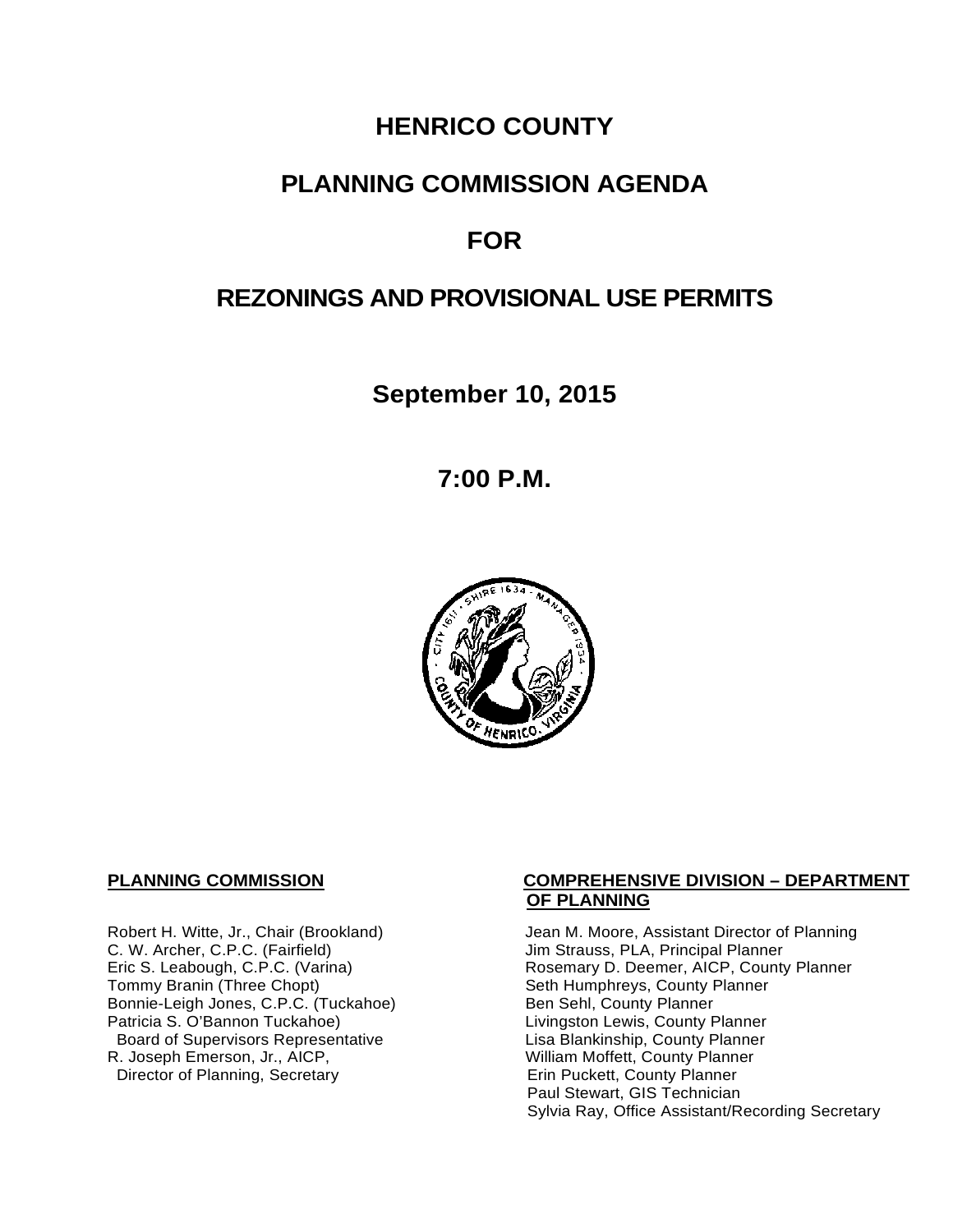# HENRICO COUNTY

# PLANNING COMMISSION AGENDA

# FOR

# REZONINGS AND PROVISIONAL USE PERMITS

**September 10, 2015**

**7:00 P.M.**

**PLANNING COMMISSION**

Robert H. Witte, Jr., Chair (Brookland)
C. W. Archer, C.P.C. (Fairfield)
Eric S. Leabough, C.P.C. (Varina)
Tommy Branin (Three Chopt)
Bonnie-Leigh Jones, C.P.C. (Tuckahoe)
Patricia S. O'Bannon Tuckahoe)
Board of Supervisors Representative
R. Joseph Emerson, Jr., AICP,
Director of Planning, Secretary

**COMPREHENSIVE DIVISION – DEPARTMENT OF PLANNING**

Jean M. Moore, Assistant Director of Planning
Jim Strauss, PLA, Principal Planner
Rosemary D. Deemer, AICP, County Planner
Seth Humphreys, County Planner
Ben Sehl, County Planner
Livingston Lewis, County Planner
Lisa Blankinship, County Planner
William Moffett, County Planner
Erin Puckett, County Planner
Paul Stewart, GIS Technician
Sylvia Ray, Office Assistant/Recording Secretary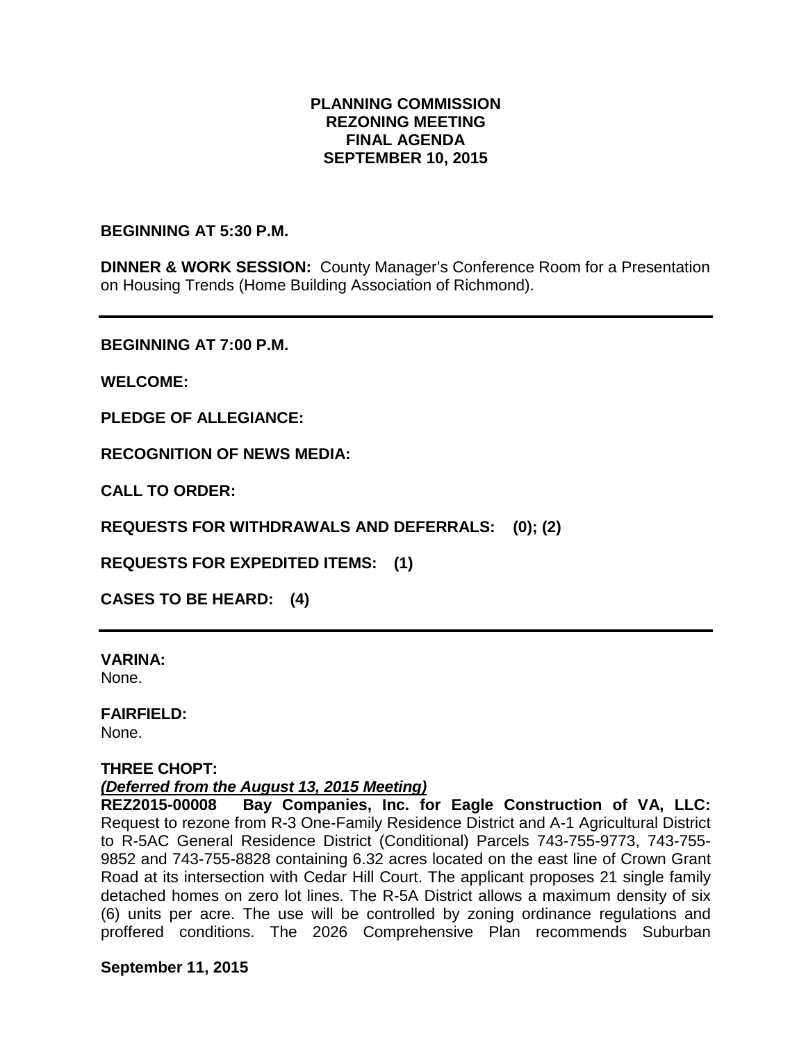**PLANNING COMMISSION**
**REZONING MEETING**
**FINAL AGENDA**
**SEPTEMBER 10, 2015**

**BEGINNING AT 5:30 P.M.**

**DINNER & WORK SESSION:** County Manager's Conference Room for a Presentation on Housing Trends (Home Building Association of Richmond).

---

**BEGINNING AT 7:00 P.M.**

**WELCOME:**

**PLEDGE OF ALLEGIANCE:**

**RECOGNITION OF NEWS MEDIA:**

**CALL TO ORDER:**

**REQUESTS FOR WITHDRAWALS AND DEFERRALS: (0); (2)**

**REQUESTS FOR EXPEDITED ITEMS: (1)**

**CASES TO BE HEARD: (4)**

---

**VARINA:**
None.

**FAIRFIELD:**
None.

**THREE CHOPT:**
***(Deferred from the August 13, 2015 Meeting)***
**REZ2015-00008 Bay Companies, Inc. for Eagle Construction of VA, LLC:** Request to rezone from R-3 One-Family Residence District and A-1 Agricultural District to R-5AC General Residence District (Conditional) Parcels 743-755-9773, 743-755-9852 and 743-755-8828 containing 6.32 acres located on the east line of Crown Grant Road at its intersection with Cedar Hill Court. The applicant proposes 21 single family detached homes on zero lot lines. The R-5A District allows a maximum density of six (6) units per acre. The use will be controlled by zoning ordinance regulations and proffered conditions. The 2026 Comprehensive Plan recommends Suburban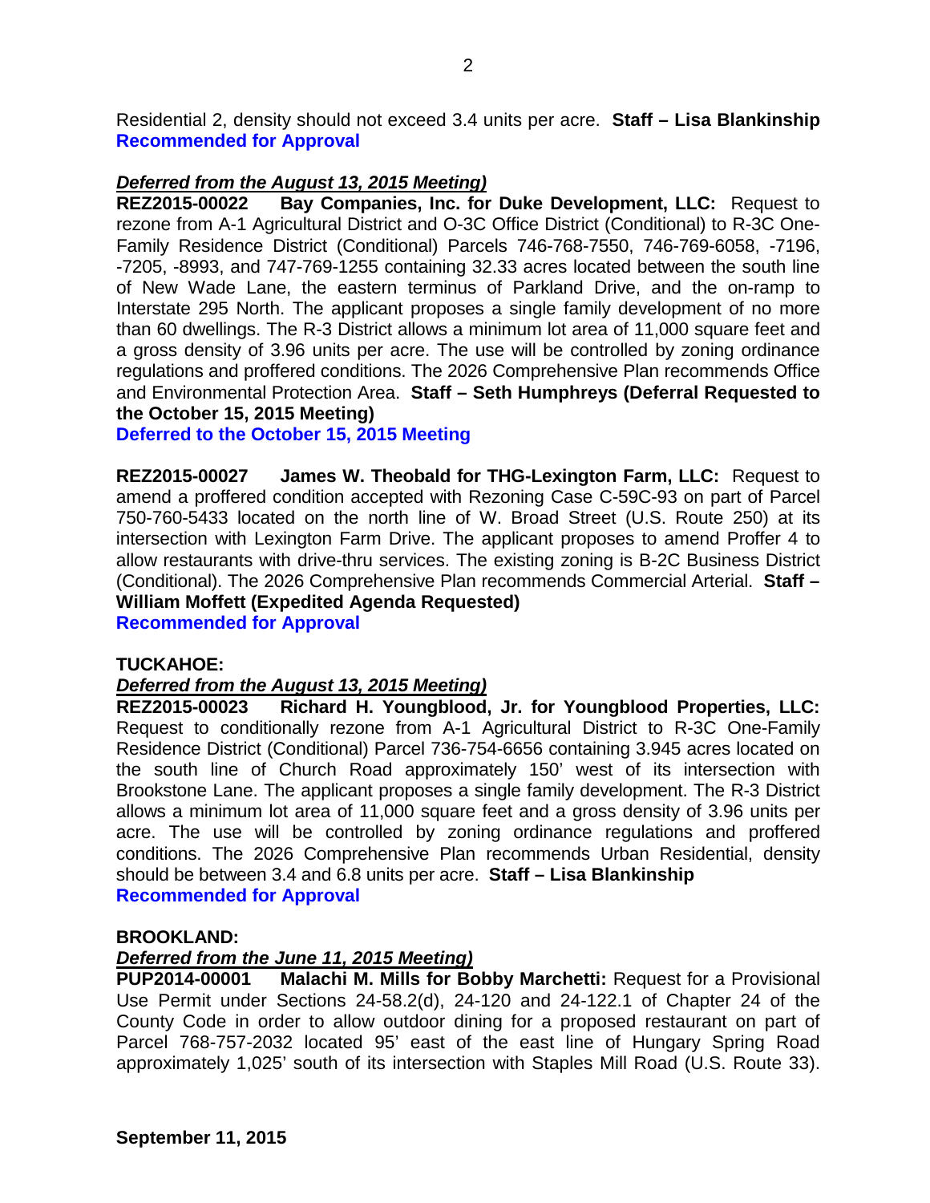Residential 2, density should not exceed 3.4 units per acre. **Staff – Lisa Blankinship**
**Recommended for Approval**

***Deferred from the August 13, 2015 Meeting)***
**REZ2015-00022 Bay Companies, Inc. for Duke Development, LLC:** Request to rezone from A-1 Agricultural District and O-3C Office District (Conditional) to R-3C One-Family Residence District (Conditional) Parcels 746-768-7550, 746-769-6058, -7196, -7205, -8993, and 747-769-1255 containing 32.33 acres located between the south line of New Wade Lane, the eastern terminus of Parkland Drive, and the on-ramp to Interstate 295 North. The applicant proposes a single family development of no more than 60 dwellings. The R-3 District allows a minimum lot area of 11,000 square feet and a gross density of 3.96 units per acre. The use will be controlled by zoning ordinance regulations and proffered conditions. The 2026 Comprehensive Plan recommends Office and Environmental Protection Area. **Staff – Seth Humphreys (Deferral Requested to the October 15, 2015 Meeting)**
**Deferred to the October 15, 2015 Meeting**

**REZ2015-00027 James W. Theobald for THG-Lexington Farm, LLC:** Request to amend a proffered condition accepted with Rezoning Case C-59C-93 on part of Parcel 750-760-5433 located on the north line of W. Broad Street (U.S. Route 250) at its intersection with Lexington Farm Drive. The applicant proposes to amend Proffer 4 to allow restaurants with drive-thru services. The existing zoning is B-2C Business District (Conditional). The 2026 Comprehensive Plan recommends Commercial Arterial. **Staff – William Moffett (Expedited Agenda Requested)**
**Recommended for Approval**

**TUCKAHOE:**

***Deferred from the August 13, 2015 Meeting)***
**REZ2015-00023 Richard H. Youngblood, Jr. for Youngblood Properties, LLC:** Request to conditionally rezone from A-1 Agricultural District to R-3C One-Family Residence District (Conditional) Parcel 736-754-6656 containing 3.945 acres located on the south line of Church Road approximately 150' west of its intersection with Brookstone Lane. The applicant proposes a single family development. The R-3 District allows a minimum lot area of 11,000 square feet and a gross density of 3.96 units per acre. The use will be controlled by zoning ordinance regulations and proffered conditions. The 2026 Comprehensive Plan recommends Urban Residential, density should be between 3.4 and 6.8 units per acre. **Staff – Lisa Blankinship**
**Recommended for Approval**

**BROOKLAND:**

***Deferred from the June 11, 2015 Meeting)***
**PUP2014-00001 Malachi M. Mills for Bobby Marchetti:** Request for a Provisional Use Permit under Sections 24-58.2(d), 24-120 and 24-122.1 of Chapter 24 of the County Code in order to allow outdoor dining for a proposed restaurant on part of Parcel 768-757-2032 located 95' east of the east line of Hungary Spring Road approximately 1,025' south of its intersection with Staples Mill Road (U.S. Route 33).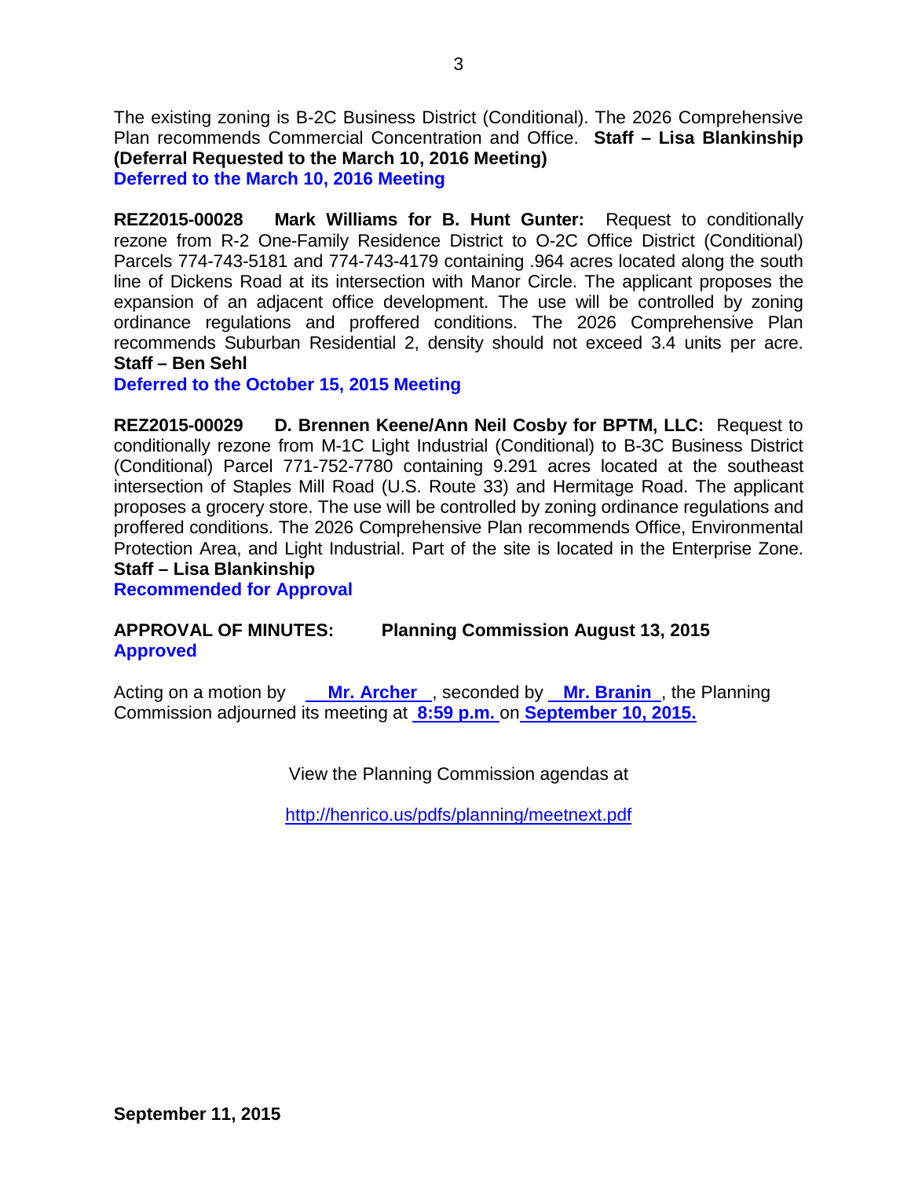The existing zoning is B-2C Business District (Conditional). The 2026 Comprehensive Plan recommends Commercial Concentration and Office. **Staff – Lisa Blankinship (Deferral Requested to the March 10, 2016 Meeting)**
**Deferred to the March 10, 2016 Meeting**

**REZ2015-00028 Mark Williams for B. Hunt Gunter:** Request to conditionally rezone from R-2 One-Family Residence District to O-2C Office District (Conditional) Parcels 774-743-5181 and 774-743-4179 containing .964 acres located along the south line of Dickens Road at its intersection with Manor Circle. The applicant proposes the expansion of an adjacent office development. The use will be controlled by zoning ordinance regulations and proffered conditions. The 2026 Comprehensive Plan recommends Suburban Residential 2, density should not exceed 3.4 units per acre. **Staff – Ben Sehl**
**Deferred to the October 15, 2015 Meeting**

**REZ2015-00029 D. Brennen Keene/Ann Neil Cosby for BPTM, LLC:** Request to conditionally rezone from M-1C Light Industrial (Conditional) to B-3C Business District (Conditional) Parcel 771-752-7780 containing 9.291 acres located at the southeast intersection of Staples Mill Road (U.S. Route 33) and Hermitage Road. The applicant proposes a grocery store. The use will be controlled by zoning ordinance regulations and proffered conditions. The 2026 Comprehensive Plan recommends Office, Environmental Protection Area, and Light Industrial. Part of the site is located in the Enterprise Zone. **Staff – Lisa Blankinship**
**Recommended for Approval**

**APPROVAL OF MINUTES: Planning Commission August 13, 2015**
**Approved**

Acting on a motion by **Mr. Archer**, seconded by **Mr. Branin**, the Planning Commission adjourned its meeting at **8:59 p.m.** on **September 10, 2015.**

View the Planning Commission agendas at

http://henrico.us/pdfs/planning/meetnext.pdf

**September 11, 2015**